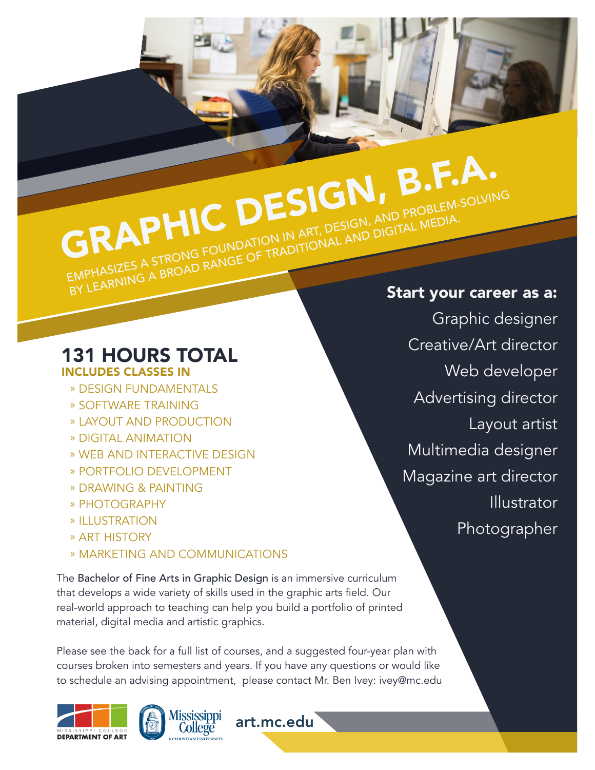# GRAPHIC DESIGN, B.F.A.

EMPHASIZES A STRONG FOUNDATION IN ART, DESIGN, AND PROBLEM-SOLVING BY LEARNING A BROAD RANGE OF TRADITIONAL AND DIGITAL MEDIA.

## 131 HOURS TOTAL

### INCLUDES CLASSES IN

- » DESIGN FUNDAMENTALS
- » SOFTWARE TRAINING
- » LAYOUT AND PRODUCTION
- » DIGITAL ANIMATION
- » WEB AND INTERACTIVE DESIGN
- » PORTFOLIO DEVELOPMENT
- » DRAWING & PAINTING
- » PHOTOGRAPHY
- » ILLUSTRATION
- » ART HISTORY
- » MARKETING AND COMMUNICATIONS

**Start your career as a:**

- Graphic designer
- Creative/Art director
- Web developer
- Advertising director
- Layout artist
- Multimedia designer
- Magazine art director
- Illustrator
- Photographer

The Bachelor of Fine Arts in Graphic Design is an immersive curriculum that develops a wide variety of skills used in the graphic arts field. Our real-world approach to teaching can help you build a portfolio of printed material, digital media and artistic graphics.

Please see the back for a full list of courses, and a suggested four-year plan with courses broken into semesters and years. If you have any questions or would like to schedule an advising appointment, please contact Mr. Ben Ivey: ivey@mc.edu

MISSISSIPPI COLLEGE DEPARTMENT OF ART

Mississippi College A CHRISTIAN UNIVERSITY

art.mc.edu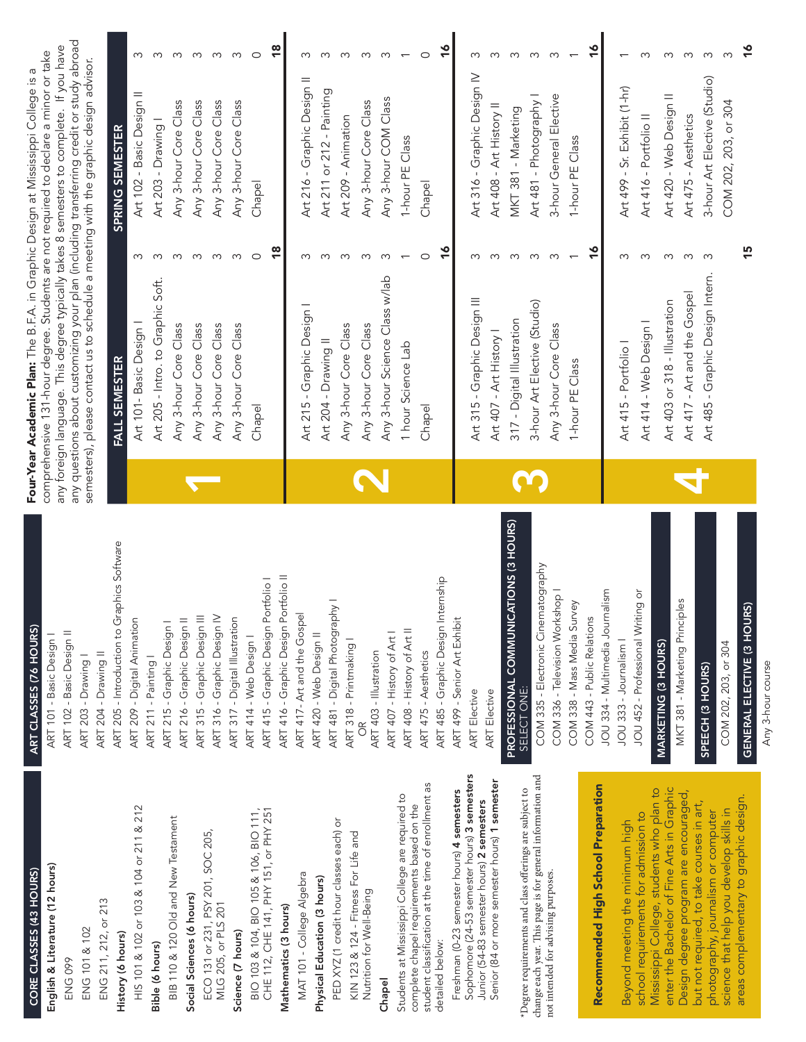## CORE CLASSES (43 HOURS)

**English & Literature (12 hours)**

- ENG 099
- ENG 101 & 102
- ENG 211, 212, or 213

**History (6 hours)**

- HIS 101 & 102 or 103 & 104 or 211 & 212

**Bible (6 hours)**

- BIB 110 & 120 Old and New Testament

**Social Sciences (6 hours)**

- ECO 131 or 231, PSY 201, SOC 205, MLG 205, or PLS 201

**Science (7 hours)**

- BIO 103 & 104, BIO 105 & 106, BIO 111, CHE 112, CHE 141, PHY 151, or PHY 251

**Mathematics (3 hours)**

- MAT 101 - College Algebra

**Physical Education (3 hours)**

- PED XYZ (1 credit hour classes each) or
- KIN 123 & 124 - Fitness For Life and Nutrition for Well-Being

**Chapel**

Students at Mississippi College are required to complete chapel requirements based on the student classification at the time of enrollment as detailed below:

- Freshman (0-23 semester hours) **4 semesters**
- Sophomore (24-53 semester hours) **3 semesters**
- Junior (54-83 semester hours) **2 semesters**
- Senior (84 or more semester hours) **1 semester**

*Degree requirements and class offerings are subject to change each year. This page is for general information and not intended for advising purposes.

### Recommended High School Preparation

Beyond meeting the minimum high school requirements for admission to Mississippi College, students who plan to enter the Bachelor of Fine Arts in Graphic Design degree program are encouraged, but not required, to take courses in art, photography, journalism or computer science that help you develop skills in areas complementary to graphic design.

## ART CLASSES (76 HOURS)

- ART 101 - Basic Design I
- ART 102 - Basic Design II
- ART 203 - Drawing I
- ART 204 - Drawing II
- ART 205 - Introduction to Graphics Software
- ART 209 - Digital Animation
- ART 211 - Painting I
- ART 215 - Graphic Design I
- ART 216 - Graphic Design II
- ART 315 - Graphic Design III
- ART 316 - Graphic Design IV
- ART 317 - Digital Illustration
- ART 414 - Web Design I
- ART 415 - Graphic Design Portfolio I
- ART 416 - Graphic Design Portfolio II
- ART 417 - Art and the Gospel
- ART 420 - Web Design II
- ART 481 - Digital Photography I
- ART 318 - Printmaking I
  OR
  ART 403 - Illustration
- ART 407 - History of Art I
- ART 408 - History of Art II
- ART 475 - Aesthetics
- ART 485 - Graphic Design Internship
- ART 499 - Senior Art Exhibit
- ART Elective
- ART Elective

## PROFESSIONAL COMMUNICATIONS (3 HOURS)

SELECT ONE:

- COM 335 - Electronic Cinematography
- COM 336 - Television Workshop I
- COM 338 - Mass Media Survey
- COM 443 - Public Relations
- JOU 334 - Multimedia Journalism
- JOU 333 - Journalism I
- JOU 452 - Professional Writing or

## MARKETING (3 HOURS)

- MKT 381 - Marketing Principles

## SPEECH (3 HOURS)

- COM 202, 203, or 304

## GENERAL ELECTIVE (3 HOURS)

- Any 3-hour course

**Four-Year Academic Plan:** The B.F.A. in Graphic Design at Mississippi College is a comprehensive 131-hour degree. Students are not required to declare a minor or take any foreign language. This degree typically takes 8 semesters to complete. If you have any questions about customizing your plan (including transferring credit or study abroad semesters), please contact us to schedule a meeting with the graphic design advisor.

| Year | FALL SEMESTER | | SPRING SEMESTER | |
|---|---|---|---|---|
| 1 | Art 101 - Basic Design I | 3 | Art 102 - Basic Design II | 3 |
| | Art 205 - Intro. to Graphic Soft. | 3 | Art 203 - Drawing I | 3 |
| | Any 3-hour Core Class | 3 | Any 3-hour Core Class | 3 |
| | Any 3-hour Core Class | 3 | Any 3-hour Core Class | 3 |
| | Any 3-hour Core Class | 3 | Any 3-hour Core Class | 3 |
| | Any 3-hour Core Class | 3 | Any 3-hour Core Class | 3 |
| | Chapel | 0 | Chapel | 0 |
| | | **18** | | **18** |
| 2 | Art 215 - Graphic Design I | 3 | Art 216 - Graphic Design II | 3 |
| | Art 204 - Drawing II | 3 | Art 211 or 212 - Painting | 3 |
| | Any 3-hour Core Class | 3 | Art 209 - Animation | 3 |
| | Any 3-hour Core Class | 3 | Any 3-hour Core Class | 3 |
| | Any 3-hour Science Class w/lab | 3 | Any 3-hour COM Class | 3 |
| | 1 hour Science Lab | 1 | 1-hour PE Class | 1 |
| | Chapel | 0 | Chapel | 0 |
| | | **16** | | **16** |
| 3 | Art 315 - Graphic Design III | 3 | Art 316 - Graphic Design IV | 3 |
| | Art 407 - Art History I | 3 | Art 408 - Art History II | 3 |
| | 317 - Digital Illustration | 3 | MKT 381 - Marketing | 3 |
| | 3-hour Art Elective (Studio) | 3 | Art 481 - Photography I | 3 |
| | Any 3-hour Core Class | 3 | 3-hour General Elective | 3 |
| | 1-hour PE Class | 1 | 1-hour PE Class | 1 |
| | | **16** | | **16** |
| 4 | Art 415 - Portfolio I | 3 | Art 499 - Sr. Exhibit (1-hr) | 1 |
| | Art 414 - Web Design I | 3 | Art 416 - Portfolio II | 3 |
| | Art 403 or 318 - Illustration | 3 | Art 420 - Web Design II | 3 |
| | Art 417 - Art and the Gospel | 3 | Art 475 - Aesthetics | 3 |
| | Art 485 - Graphic Design Intern. | 3 | 3-hour Art Elective (Studio) | 3 |
| | | | COM 202, 203, or 304 | 3 |
| | | **15** | | **16** |